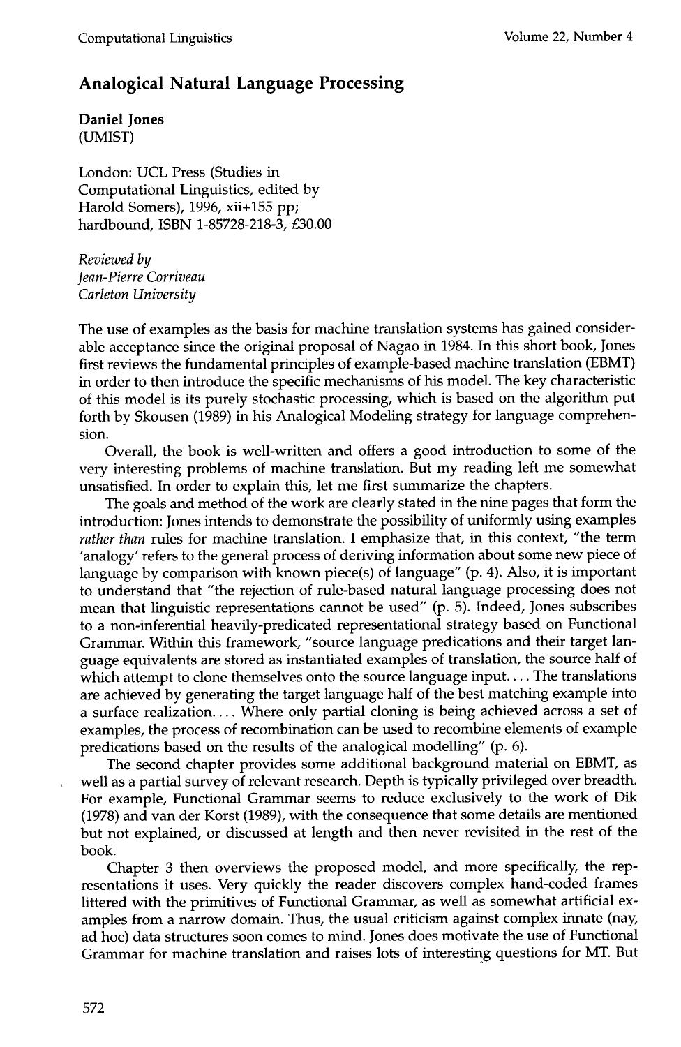# Analogical Natural Language Processing

**Daniel Jones**
(UMIST)

London: UCL Press (Studies in Computational Linguistics, edited by Harold Somers), 1996, xii+155 pp; hardbound, ISBN 1-85728-218-3, £30.00

*Reviewed by*
*Jean-Pierre Corriveau*
*Carleton University*

The use of examples as the basis for machine translation systems has gained considerable acceptance since the original proposal of Nagao in 1984. In this short book, Jones first reviews the fundamental principles of example-based machine translation (EBMT) in order to then introduce the specific mechanisms of his model. The key characteristic of this model is its purely stochastic processing, which is based on the algorithm put forth by Skousen (1989) in his Analogical Modeling strategy for language comprehension.

Overall, the book is well-written and offers a good introduction to some of the very interesting problems of machine translation. But my reading left me somewhat unsatisfied. In order to explain this, let me first summarize the chapters.

The goals and method of the work are clearly stated in the nine pages that form the introduction: Jones intends to demonstrate the possibility of uniformly using examples *rather than* rules for machine translation. I emphasize that, in this context, "the term 'analogy' refers to the general process of deriving information about some new piece of language by comparison with known piece(s) of language" (p. 4). Also, it is important to understand that "the rejection of rule-based natural language processing does not mean that linguistic representations cannot be used" (p. 5). Indeed, Jones subscribes to a non-inferential heavily-predicated representational strategy based on Functional Grammar. Within this framework, "source language predications and their target language equivalents are stored as instantiated examples of translation, the source half of which attempt to clone themselves onto the source language input.... The translations are achieved by generating the target language half of the best matching example into a surface realization.... Where only partial cloning is being achieved across a set of examples, the process of recombination can be used to recombine elements of example predications based on the results of the analogical modelling" (p. 6).

The second chapter provides some additional background material on EBMT, as well as a partial survey of relevant research. Depth is typically privileged over breadth. For example, Functional Grammar seems to reduce exclusively to the work of Dik (1978) and van der Korst (1989), with the consequence that some details are mentioned but not explained, or discussed at length and then never revisited in the rest of the book.

Chapter 3 then overviews the proposed model, and more specifically, the representations it uses. Very quickly the reader discovers complex hand-coded frames littered with the primitives of Functional Grammar, as well as somewhat artificial examples from a narrow domain. Thus, the usual criticism against complex innate (nay, ad hoc) data structures soon comes to mind. Jones does motivate the use of Functional Grammar for machine translation and raises lots of interesting questions for MT. But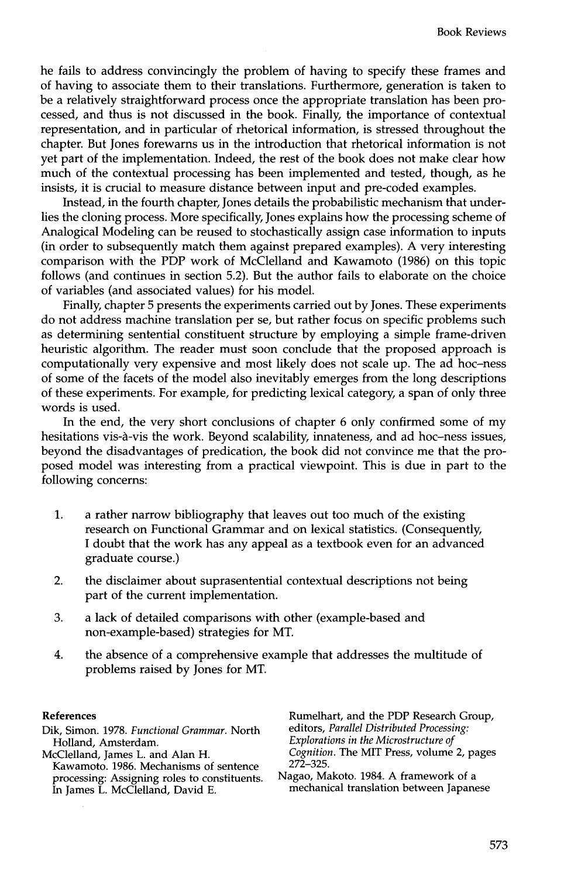he fails to address convincingly the problem of having to specify these frames and of having to associate them to their translations. Furthermore, generation is taken to be a relatively straightforward process once the appropriate translation has been processed, and thus is not discussed in the book. Finally, the importance of contextual representation, and in particular of rhetorical information, is stressed throughout the chapter. But Jones forewarns us in the introduction that rhetorical information is not yet part of the implementation. Indeed, the rest of the book does not make clear how much of the contextual processing has been implemented and tested, though, as he insists, it is crucial to measure distance between input and pre-coded examples.

Instead, in the fourth chapter, Jones details the probabilistic mechanism that underlies the cloning process. More specifically, Jones explains how the processing scheme of Analogical Modeling can be reused to stochastically assign case information to inputs (in order to subsequently match them against prepared examples). A very interesting comparison with the PDP work of McClelland and Kawamoto (1986) on this topic follows (and continues in section 5.2). But the author fails to elaborate on the choice of variables (and associated values) for his model.

Finally, chapter 5 presents the experiments carried out by Jones. These experiments do not address machine translation per se, but rather focus on specific problems such as determining sentential constituent structure by employing a simple frame-driven heuristic algorithm. The reader must soon conclude that the proposed approach is computationally very expensive and most likely does not scale up. The ad hoc–ness of some of the facets of the model also inevitably emerges from the long descriptions of these experiments. For example, for predicting lexical category, a span of only three words is used.

In the end, the very short conclusions of chapter 6 only confirmed some of my hesitations vis-à-vis the work. Beyond scalability, innateness, and ad hoc–ness issues, beyond the disadvantages of predication, the book did not convince me that the proposed model was interesting from a practical viewpoint. This is due in part to the following concerns:

1. a rather narrow bibliography that leaves out too much of the existing research on Functional Grammar and on lexical statistics. (Consequently, I doubt that the work has any appeal as a textbook even for an advanced graduate course.)
2. the disclaimer about suprasentential contextual descriptions not being part of the current implementation.
3. a lack of detailed comparisons with other (example-based and non-example-based) strategies for MT.
4. the absence of a comprehensive example that addresses the multitude of problems raised by Jones for MT.

**References**

Dik, Simon. 1978. *Functional Grammar*. North Holland, Amsterdam.

McClelland, James L. and Alan H. Kawamoto. 1986. Mechanisms of sentence processing: Assigning roles to constituents. In James L. McClelland, David E. Rumelhart, and the PDP Research Group, editors, *Parallel Distributed Processing: Explorations in the Microstructure of Cognition*. The MIT Press, volume 2, pages 272–325.

Nagao, Makoto. 1984. A framework of a mechanical translation between Japanese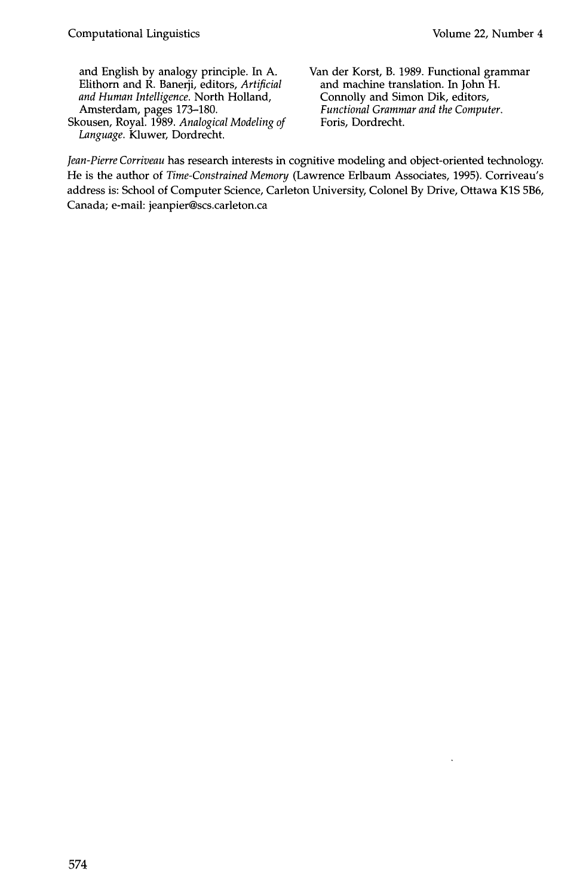and English by analogy principle. In A. Elithorn and R. Banerji, editors, *Artificial and Human Intelligence*. North Holland, Amsterdam, pages 173–180.

Skousen, Royal. 1989. *Analogical Modeling of Language*. Kluwer, Dordrecht.

Van der Korst, B. 1989. Functional grammar and machine translation. In John H. Connolly and Simon Dik, editors, *Functional Grammar and the Computer*. Foris, Dordrecht.

*Jean-Pierre Corriveau* has research interests in cognitive modeling and object-oriented technology. He is the author of *Time-Constrained Memory* (Lawrence Erlbaum Associates, 1995). Corriveau's address is: School of Computer Science, Carleton University, Colonel By Drive, Ottawa K1S 5B6, Canada; e-mail: jeanpier@scs.carleton.ca